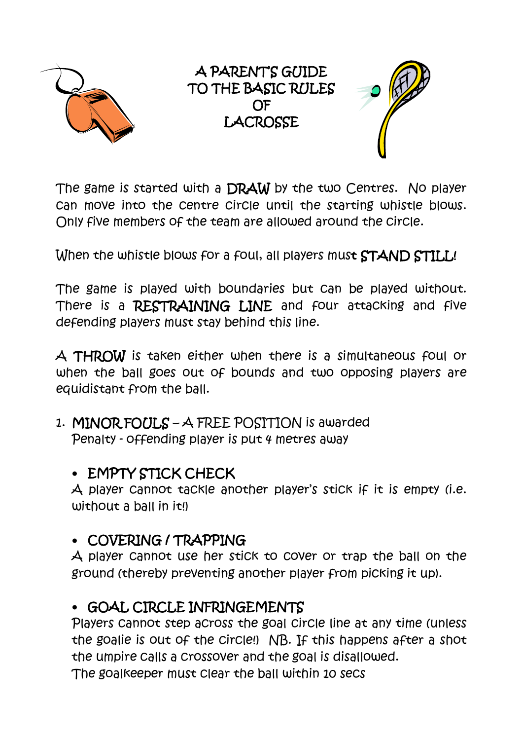# A PARENT'S GUIDE TO THE BASIC RULES OF LACROSSE

The game is started with a **DRAW** by the two Centres. No player can move into the centre circle until the starting whistle blows. Only five members of the team are allowed around the circle.

When the whistle blows for a foul, all players must **STAND STILL!**

The game is played with boundaries but can be played without. There is a **RESTRAINING LINE** and four attacking and five defending players must stay behind this line.

A **THROW** is taken either when there is a simultaneous foul or when the ball goes out of bounds and two opposing players are equidistant from the ball.

1. **MINOR FOULS** – A FREE POSITION is awarded
   Penalty - offending player is put 4 metres away

   - **EMPTY STICK CHECK**
     A player cannot tackle another player's stick if it is empty (i.e. without a ball in it!)

   - **COVERING / TRAPPING**
     A player cannot use her stick to cover or trap the ball on the ground (thereby preventing another player from picking it up).

   - **GOAL CIRCLE INFRINGEMENTS**
     Players cannot step across the goal circle line at any time (unless the goalie is out of the circle!) NB. If this happens after a shot the umpire calls a crossover and the goal is disallowed.
     The goalkeeper must clear the ball within 10 secs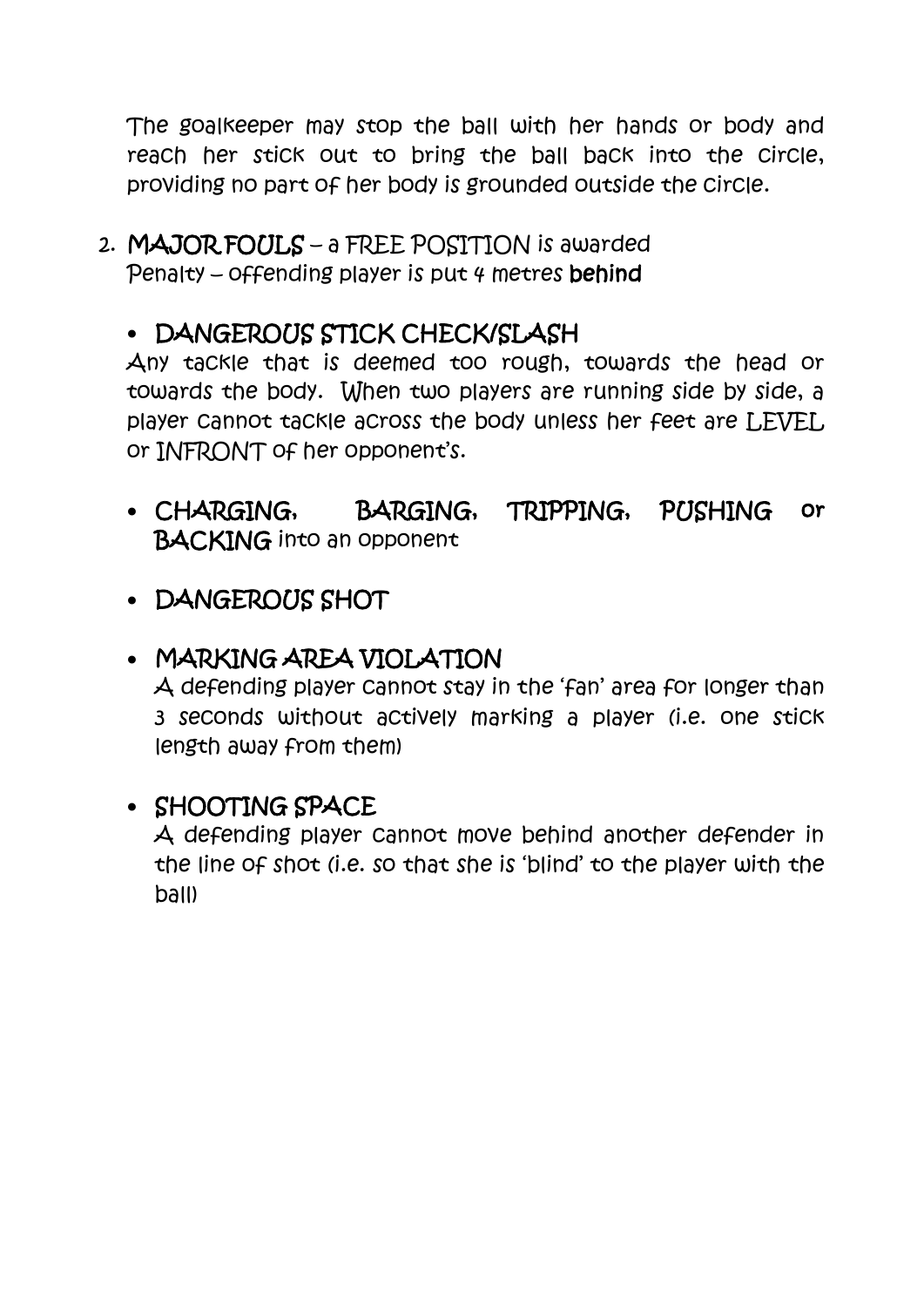The goalkeeper may stop the ball with her hands or body and reach her stick out to bring the ball back into the circle, providing no part of her body is grounded outside the circle.

2. MAJOR FOULS – a FREE POSITION is awarded
   Penalty – offending player is put 4 metres **behind**

   - DANGEROUS STICK CHECK/SLASH
     Any tackle that is deemed too rough, towards the head or towards the body. When two players are running side by side, a player cannot tackle across the body unless her feet are LEVEL or INFRONT of her opponent's.

   - CHARGING, BARGING, TRIPPING, PUSHING or BACKING into an opponent

   - DANGEROUS SHOT

   - MARKING AREA VIOLATION
     A defending player cannot stay in the 'fan' area for longer than 3 seconds without actively marking a player (i.e. one stick length away from them)

   - SHOOTING SPACE
     A defending player cannot move behind another defender in the line of shot (i.e. so that she is 'blind' to the player with the ball)